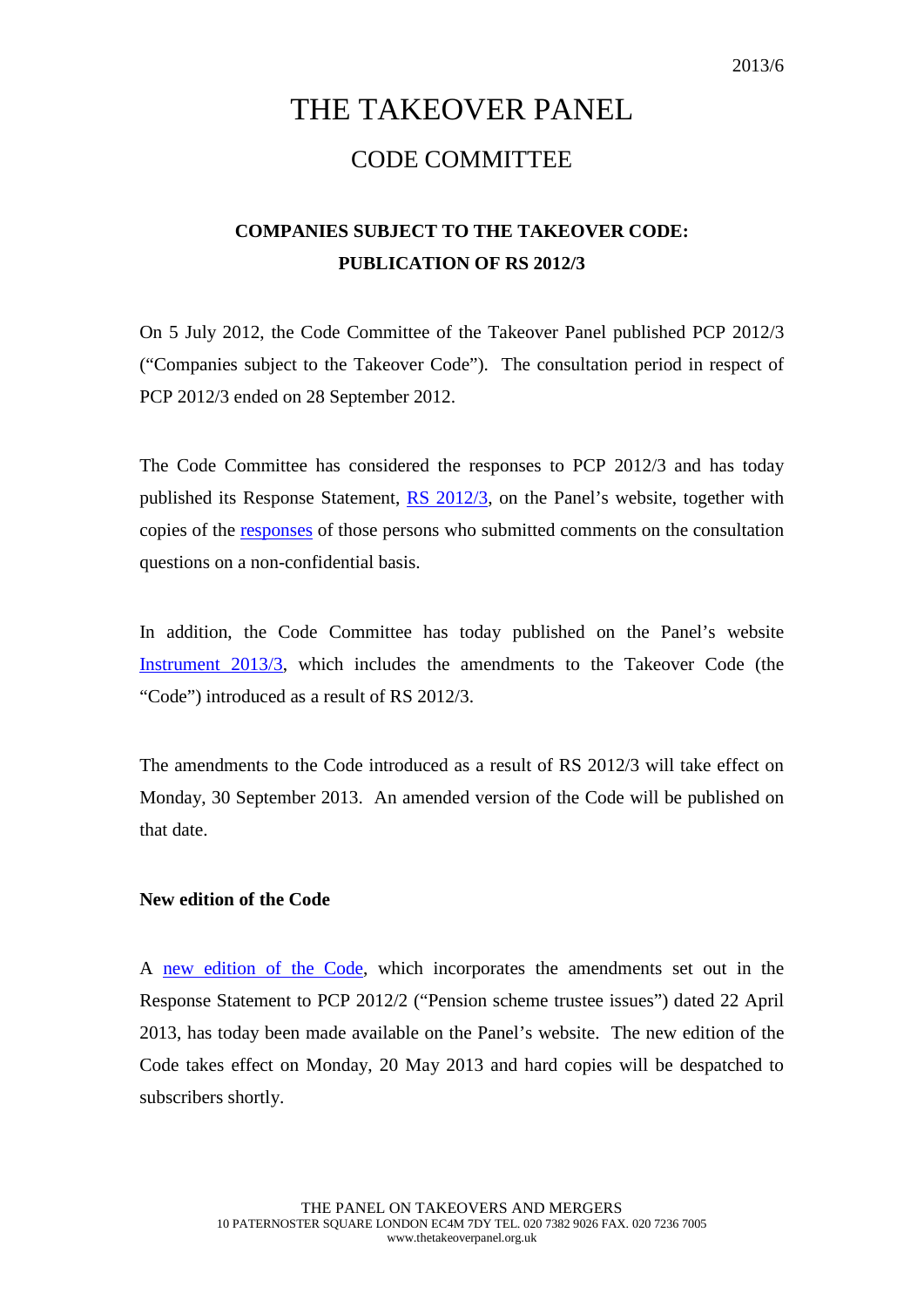2013/6

# THE TAKEOVER PANEL

## CODE COMMITTEE

### COMPANIES SUBJECT TO THE TAKEOVER CODE: PUBLICATION OF RS 2012/3

On 5 July 2012, the Code Committee of the Takeover Panel published PCP 2012/3 ("Companies subject to the Takeover Code"). The consultation period in respect of PCP 2012/3 ended on 28 September 2012.

The Code Committee has considered the responses to PCP 2012/3 and has today published its Response Statement, RS 2012/3, on the Panel's website, together with copies of the responses of those persons who submitted comments on the consultation questions on a non-confidential basis.

In addition, the Code Committee has today published on the Panel's website Instrument 2013/3, which includes the amendments to the Takeover Code (the "Code") introduced as a result of RS 2012/3.

The amendments to the Code introduced as a result of RS 2012/3 will take effect on Monday, 30 September 2013. An amended version of the Code will be published on that date.

**New edition of the Code**

A new edition of the Code, which incorporates the amendments set out in the Response Statement to PCP 2012/2 ("Pension scheme trustee issues") dated 22 April 2013, has today been made available on the Panel's website. The new edition of the Code takes effect on Monday, 20 May 2013 and hard copies will be despatched to subscribers shortly.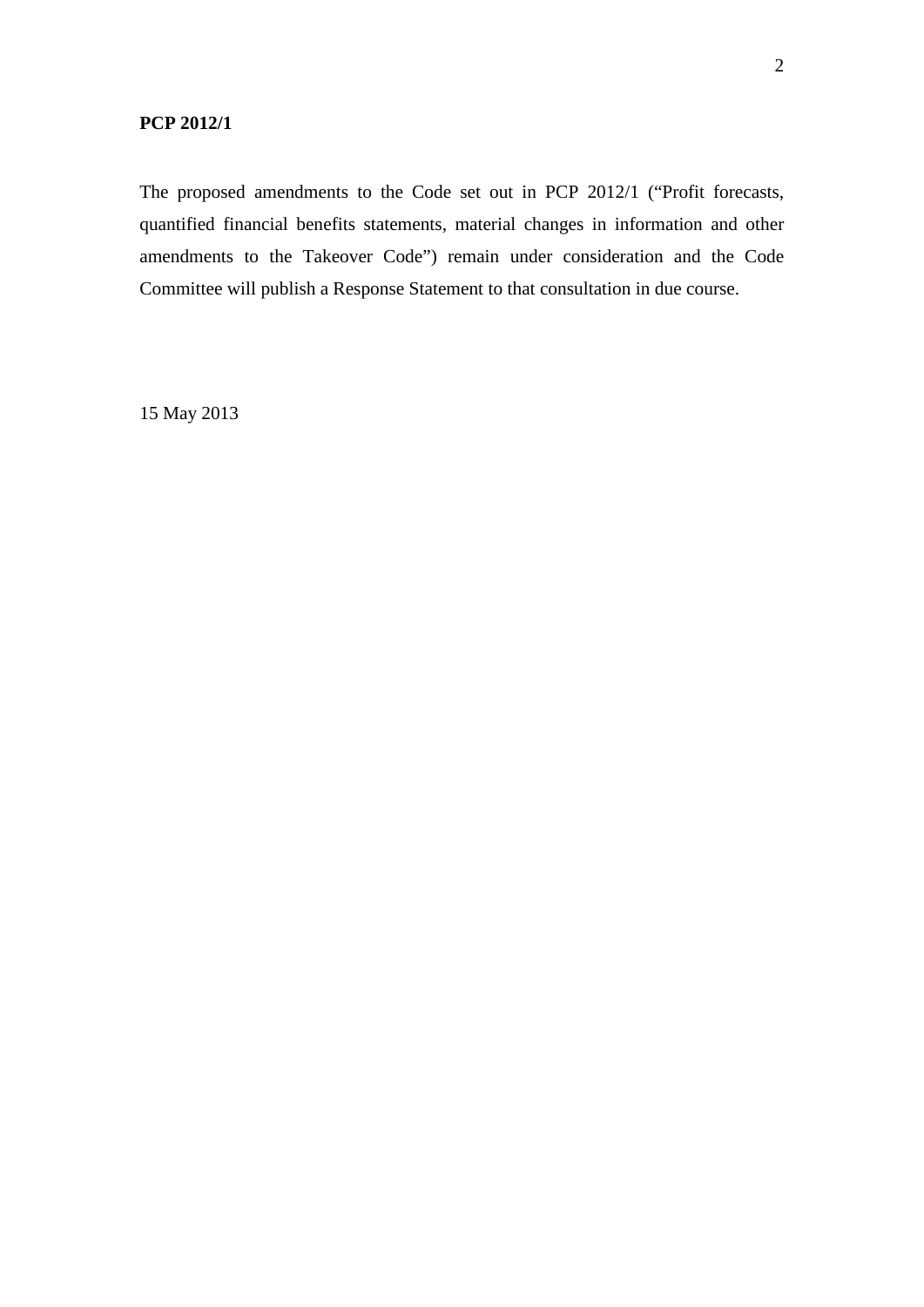**PCP 2012/1**

The proposed amendments to the Code set out in PCP 2012/1 ("Profit forecasts, quantified financial benefits statements, material changes in information and other amendments to the Takeover Code") remain under consideration and the Code Committee will publish a Response Statement to that consultation in due course.

15 May 2013